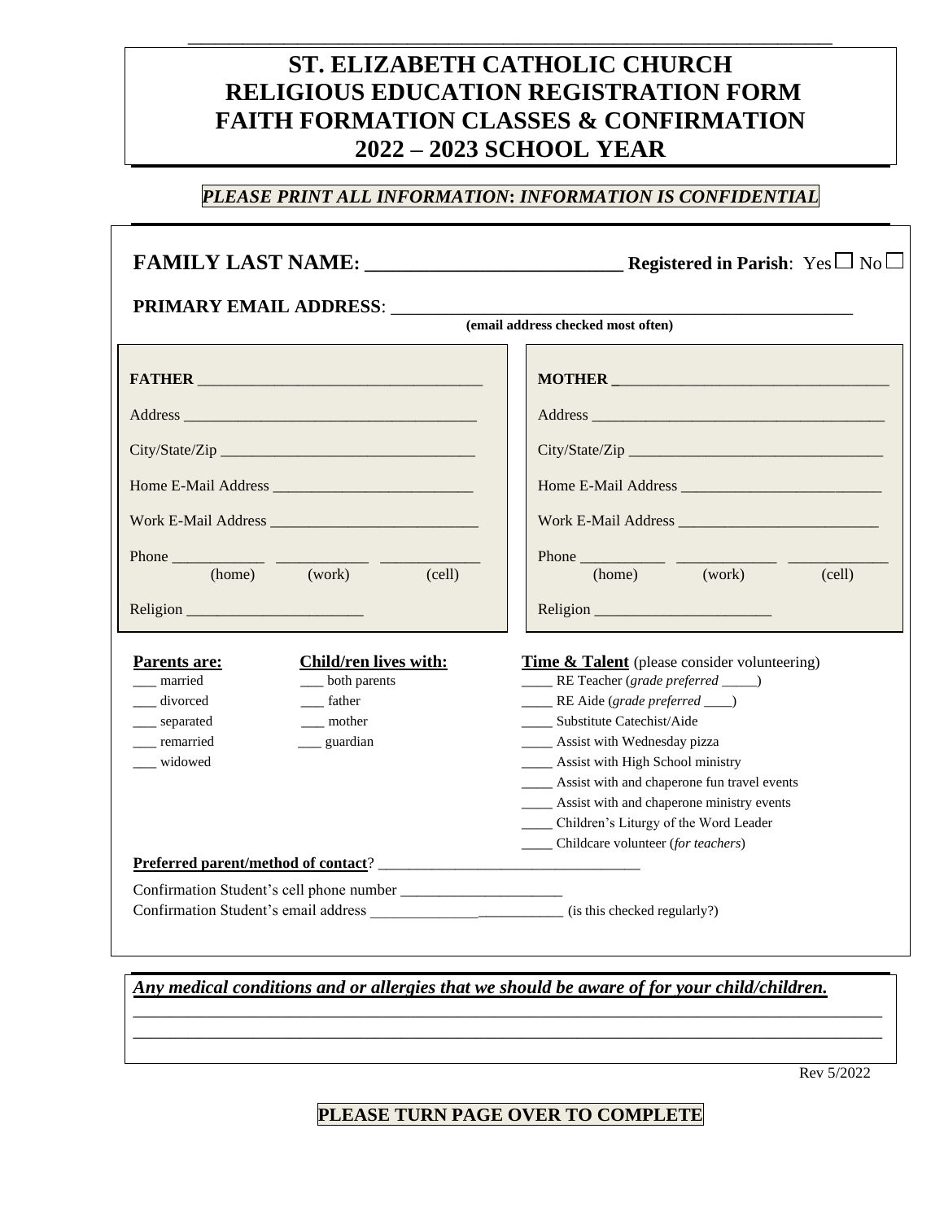# ST. ELIZABETH CATHOLIC CHURCH
# RELIGIOUS EDUCATION REGISTRATION FORM
# FAITH FORMATION CLASSES & CONFIRMATION
# 2022 – 2023 SCHOOL YEAR

***PLEASE PRINT ALL INFORMATION: INFORMATION IS CONFIDENTIAL***

**FAMILY LAST NAME: ________________________ Registered in Parish**: Yes ☐ No ☐

**PRIMARY EMAIL ADDRESS**: ____________________________________________________
**(email address checked most often)**

**FATHER** ____________________________________

Address ______________________________________

City/State/Zip _________________________________

Home E-Mail Address __________________________

Work E-Mail Address ___________________________

Phone ____________ ____________ ____________
(home) (work) (cell)

Religion _______________________

**MOTHER** __________________________________

Address ______________________________________

City/State/Zip _________________________________

Home E-Mail Address __________________________

Work E-Mail Address ___________________________

Phone ___________ ____________ ____________
(home) (work) (cell)

Religion _______________________

**Parents are:**
- ___ married
- ___ divorced
- ___ separated
- ___ remarried
- ___ widowed

**Child/ren lives with:**
- ___ both parents
- ___ father
- ___ mother
- ___ guardian

**Time & Talent** (please consider volunteering)
- ____ RE Teacher (*grade preferred* _____)
- ____ RE Aide (*grade preferred* ____)
- ____ Substitute Catechist/Aide
- ____ Assist with Wednesday pizza
- ____ Assist with High School ministry
- ____ Assist with and chaperone fun travel events
- ____ Assist with and chaperone ministry events
- ____ Children's Liturgy of the Word Leader
- ____ Childcare volunteer (*for teachers*)

**Preferred parent/method of contact**? __________________________________

Confirmation Student's cell phone number _____________________

Confirmation Student's email address __________________________ (is this checked regularly?)

***Any medical conditions and or allergies that we should be aware of for your child/children.***

______________________________________________________________________________

______________________________________________________________________________

Rev 5/2022

**PLEASE TURN PAGE OVER TO COMPLETE**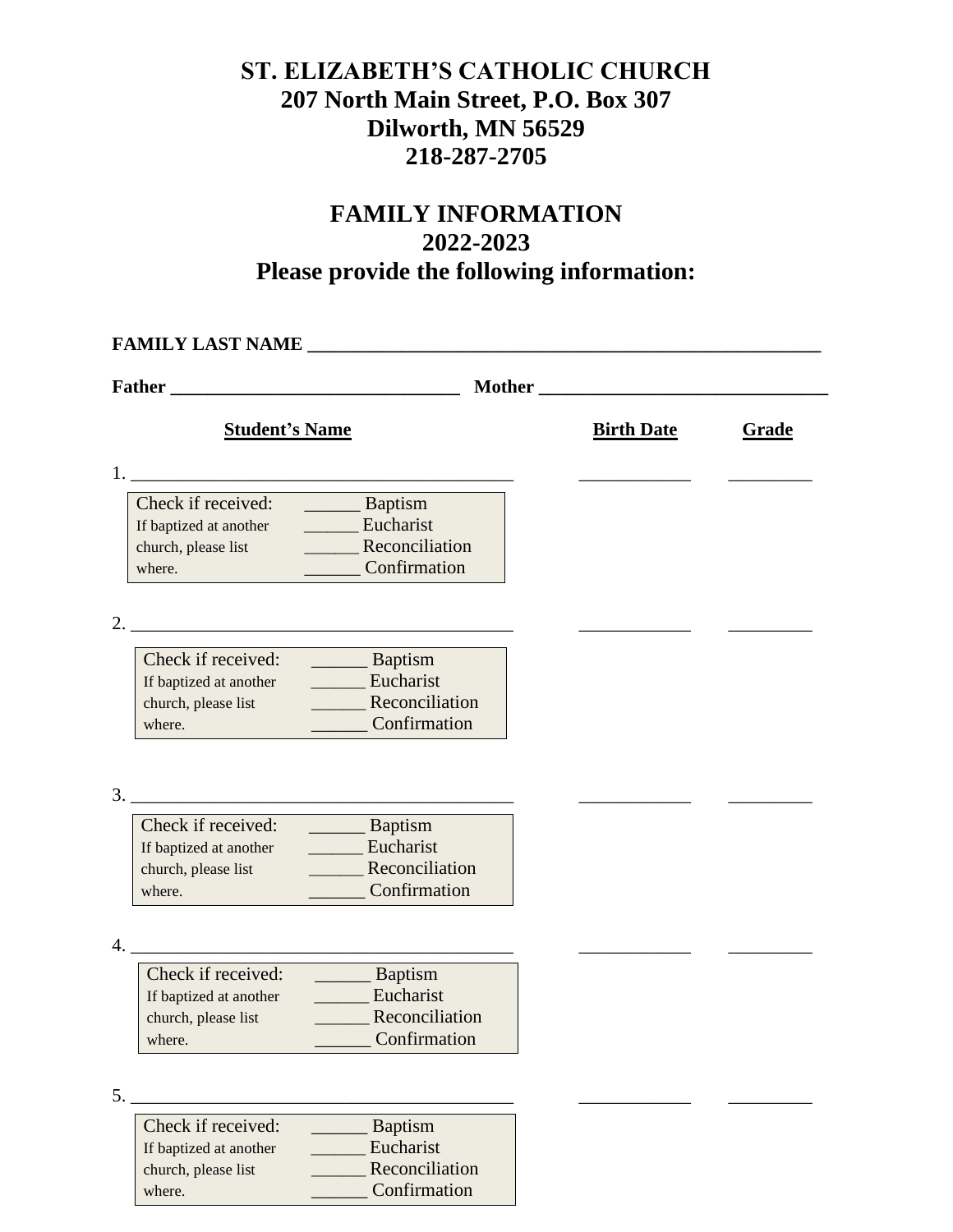# ST. ELIZABETH'S CATHOLIC CHURCH
## 207 North Main Street, P.O. Box 307
## Dilworth, MN 56529
## 218-287-2705

## FAMILY INFORMATION
## 2022-2023
## Please provide the following information:

**FAMILY LAST NAME** ________________________________________________________

**Father** ________________________________ **Mother** ________________________________

| Student's Name | Birth Date | Grade |
|---|---|---|
| 1. ____________________________________________ | ____________ | _________ |

Check if received: ______ Baptism
If baptized at another ______ Eucharist
church, please list ______ Reconciliation
where. ______ Confirmation

| | | |
|---|---|---|
| 2. ____________________________________________ | ____________ | _________ |

Check if received: ______ Baptism
If baptized at another ______ Eucharist
church, please list ______ Reconciliation
where. ______ Confirmation

| | | |
|---|---|---|
| 3. ____________________________________________ | ____________ | _________ |

Check if received: ______ Baptism
If baptized at another ______ Eucharist
church, please list ______ Reconciliation
where. ______ Confirmation

| | | |
|---|---|---|
| 4. ____________________________________________ | ____________ | _________ |

Check if received: ______ Baptism
If baptized at another ______ Eucharist
church, please list ______ Reconciliation
where. ______ Confirmation

| | | |
|---|---|---|
| 5. ____________________________________________ | ____________ | _________ |

Check if received: ______ Baptism
If baptized at another ______ Eucharist
church, please list ______ Reconciliation
where. ______ Confirmation